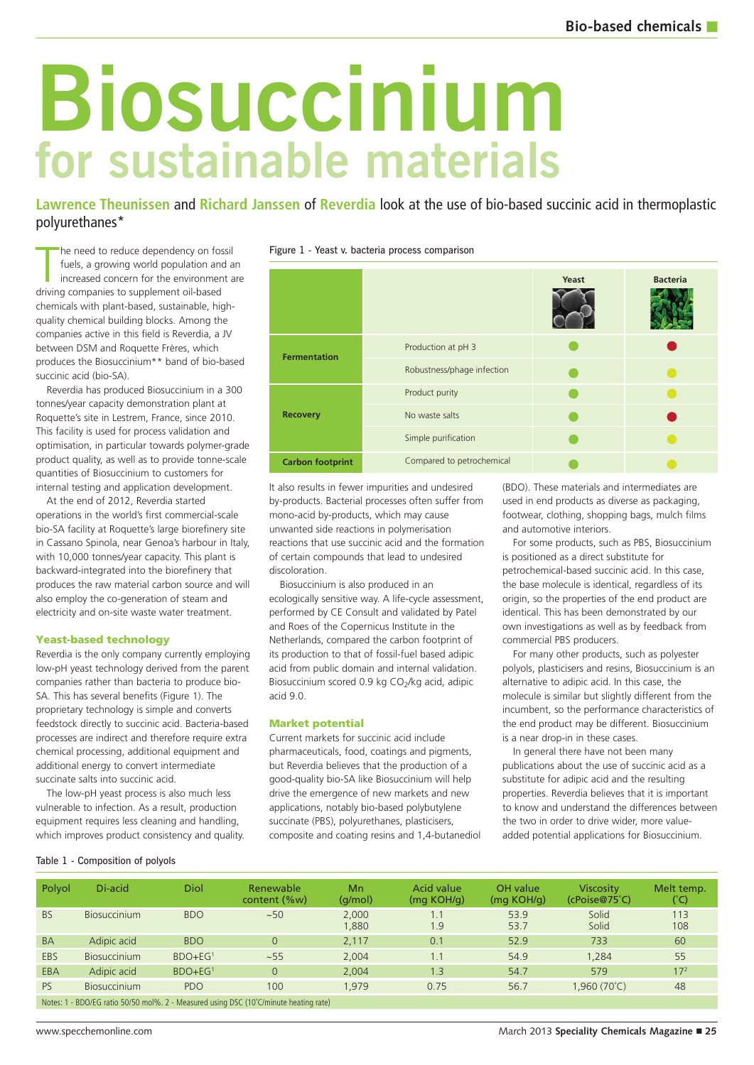# Biosuccinium

## for sustainable materials

**Lawrence Theunissen** and **Richard Janssen** of **Reverdia** look at the use of bio-based succinic acid in thermoplastic polyurethanes*

The need to reduce dependency on fossil fuels, a growing world population and an increased concern for the environment are driving companies to supplement oil-based chemicals with plant-based, sustainable, high-quality chemical building blocks. Among the companies active in this field is Reverdia, a JV between DSM and Roquette Frères, which produces the Biosuccinium** band of bio-based succinic acid (bio-SA).

Reverdia has produced Biosuccinium in a 300 tonnes/year capacity demonstration plant at Roquette's site in Lestrem, France, since 2010. This facility is used for process validation and optimisation, in particular towards polymer-grade product quality, as well as to provide tonne-scale quantities of Biosuccinium to customers for internal testing and application development.

At the end of 2012, Reverdia started operations in the world's first commercial-scale bio-SA facility at Roquette's large biorefinery site in Cassano Spinola, near Genoa's harbour in Italy, with 10,000 tonnes/year capacity. This plant is backward-integrated into the biorefinery that produces the raw material carbon source and will also employ the co-generation of steam and electricity and on-site waste water treatment.

### Yeast-based technology

Reverdia is the only company currently employing low-pH yeast technology derived from the parent companies rather than bacteria to produce bio-SA. This has several benefits (Figure 1). The proprietary technology is simple and converts feedstock directly to succinic acid. Bacteria-based processes are indirect and therefore require extra chemical processing, additional equipment and additional energy to convert intermediate succinate salts into succinic acid.

The low-pH yeast process is also much less vulnerable to infection. As a result, production equipment requires less cleaning and handling, which improves product consistency and quality.

Figure 1 - Yeast v. bacteria process comparison

| | | Yeast | Bacteria |
|---|---|---|---|
| Fermentation | Production at pH 3 | ● (green) | ● (red) |
| | Robustness/phage infection | ● (green) | ● (yellow) |
| Recovery | Product purity | ● (green) | ● (yellow) |
| | No waste salts | ● (green) | ● (red) |
| | Simple purification | ● (green) | ● (yellow) |
| Carbon footprint | Compared to petrochemical | ● (green) | ● (yellow) |

It also results in fewer impurities and undesired by-products. Bacterial processes often suffer from mono-acid by-products, which may cause unwanted side reactions in polymerisation reactions that use succinic acid and the formation of certain compounds that lead to undesired discoloration.

Biosuccinium is also produced in an ecologically sensitive way. A life-cycle assessment, performed by CE Consult and validated by Patel and Roes of the Copernicus Institute in the Netherlands, compared the carbon footprint of its production to that of fossil-fuel based adipic acid from public domain and internal validation. Biosuccinium scored 0.9 kg $CO_2$/kg acid, adipic acid 9.0.

### Market potential

Current markets for succinic acid include pharmaceuticals, food, coatings and pigments, but Reverdia believes that the production of a good-quality bio-SA like Biosuccinium will help drive the emergence of new markets and new applications, notably bio-based polybutylene succinate (PBS), polyurethanes, plasticisers, composite and coating resins and 1,4-butanediol (BDO). These materials and intermediates are used in end products as diverse as packaging, footwear, clothing, shopping bags, mulch films and automotive interiors.

For some products, such as PBS, Biosuccinium is positioned as a direct substitute for petrochemical-based succinic acid. In this case, the base molecule is identical, regardless of its origin, so the properties of the end product are identical. This has been demonstrated by our own investigations as well as by feedback from commercial PBS producers.

For many other products, such as polyester polyols, plasticisers and resins, Biosuccinium is an alternative to adipic acid. In this case, the molecule is similar but slightly different from the incumbent, so the performance characteristics of the end product may be different. Biosuccinium is a near drop-in in these cases.

In general there have not been many publications about the use of succinic acid as a substitute for adipic acid and the resulting properties. Reverdia believes that it is important to know and understand the differences between the two in order to drive wider, more value-added potential applications for Biosuccinium.

Table 1 - Composition of polyols

| Polyol | Di-acid | Diol | Renewable content (%w) | Mn (g/mol) | Acid value (mg KOH/g) | OH value (mg KOH/g) | Viscosity (cPoise@75°C) | Melt temp. (°C) |
|---|---|---|---|---|---|---|---|---|
| BS | Biosuccinium | BDO | ~50 | 2,000<br>1,880 | 1.1<br>1.9 | 53.9<br>53.7 | Solid<br>Solid | 113<br>108 |
| BA | Adipic acid | BDO | 0 | 2,117 | 0.1 | 52.9 | 733 | 60 |
| EBS | Biosuccinium | BDO+EG[1] | ~55 | 2,004 | 1.1 | 54.9 | 1,284 | 55 |
| EBA | Adipic acid | BDO+EG[1] | 0 | 2,004 | 1.3 | 54.7 | 579 | 17[2] |
| PS | Biosuccinium | PDO | 100 | 1,979 | 0.75 | 56.7 | 1,960 (70°C) | 48 |

Notes: 1 - BDO/EG ratio 50/50 mol%. 2 - Measured using DSC (10°C/minute heating rate)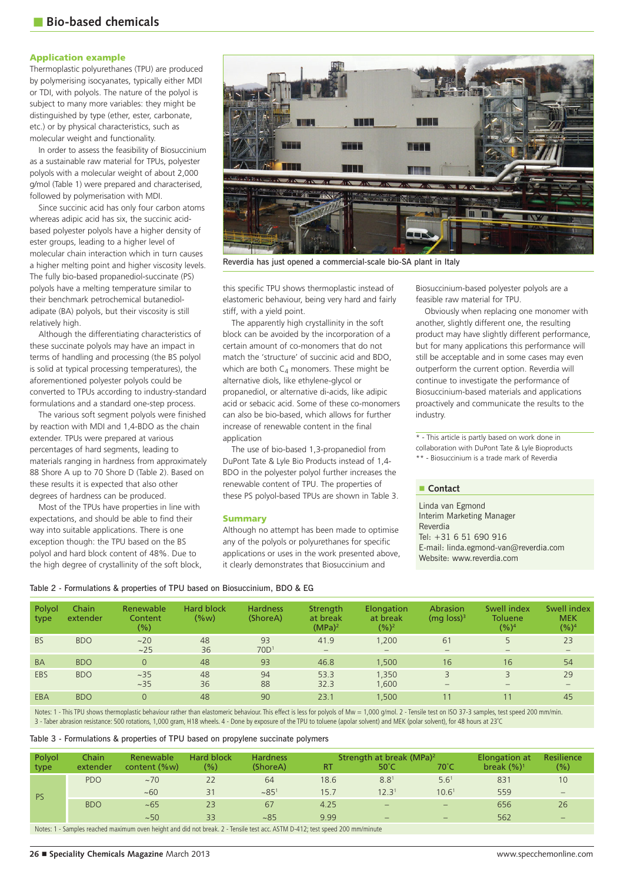## Bio-based chemicals

### Application example

Thermoplastic polyurethanes (TPU) are produced by polymerising isocyanates, typically either MDI or TDI, with polyols. The nature of the polyol is subject to many more variables: they might be distinguished by type (ether, ester, carbonate, etc.) or by physical characteristics, such as molecular weight and functionality.

In order to assess the feasibility of Biosuccinium as a sustainable raw material for TPUs, polyester polyols with a molecular weight of about 2,000 g/mol (Table 1) were prepared and characterised, followed by polymerisation with MDI.

Since succinic acid has only four carbon atoms whereas adipic acid has six, the succinic acid-based polyester polyols have a higher density of ester groups, leading to a higher level of molecular chain interaction which in turn causes a higher melting point and higher viscosity levels. The fully bio-based propanediol-succinate (PS) polyols have a melting temperature similar to their benchmark petrochemical butanediol-adipate (BA) polyols, but their viscosity is still relatively high.

Although the differentiating characteristics of these succinate polyols may have an impact in terms of handling and processing (the BS polyol is solid at typical processing temperatures), the aforementioned polyester polyols could be converted to TPUs according to industry-standard formulations and a standard one-step process.

The various soft segment polyols were finished by reaction with MDI and 1,4-BDO as the chain extender. TPUs were prepared at various percentages of hard segments, leading to materials ranging in hardness from approximately 88 Shore A up to 70 Shore D (Table 2). Based on these results it is expected that also other degrees of hardness can be produced.

Most of the TPUs have properties in line with expectations, and should be able to find their way into suitable applications. There is one exception though: the TPU based on the BS polyol and hard block content of 48%. Due to the high degree of crystallinity of the soft block, this specific TPU shows thermoplastic instead of elastomeric behaviour, being very hard and fairly stiff, with a yield point.

The apparently high crystallinity in the soft block can be avoided by the incorporation of a certain amount of co-monomers that do not match the 'structure' of succinic acid and BDO, which are both $C_4$ monomers. These might be alternative diols, like ethylene-glycol or propanediol, or alternative di-acids, like adipic acid or sebacic acid. Some of these co-monomers can also be bio-based, which allows for further increase of renewable content in the final application

The use of bio-based 1,3-propanediol from DuPont Tate & Lyle Bio Products instead of 1,4-BDO in the polyester polyol further increases the renewable content of TPU. The properties of these PS polyol-based TPUs are shown in Table 3.

Reverdia has just opened a commercial-scale bio-SA plant in Italy

### Summary

Although no attempt has been made to optimise any of the polyols or polyurethanes for specific applications or uses in the work presented above, it clearly demonstrates that Biosuccinium and Biosuccinium-based polyester polyols are a feasible raw material for TPU.

Obviously when replacing one monomer with another, slightly different one, the resulting product may have slightly different performance, but for many applications this performance will still be acceptable and in some cases may even outperform the current option. Reverdia will continue to investigate the performance of Biosuccinium-based materials and applications proactively and communicate the results to the industry.

\* - This article is partly based on work done in collaboration with DuPont Tate & Lyle Bioproducts

\*\* - Biosuccinium is a trade mark of Reverdia

### Contact

Linda van Egmond
Interim Marketing Manager
Reverdia
Tel: +31 6 51 690 916
E-mail: linda.egmond-van@reverdia.com
Website: www.reverdia.com

Table 2 - Formulations & properties of TPU based on Biosuccinium, BDO & EG

| Polyol type | Chain extender | Renewable Content (%) | Hard block (%w) | Hardness (ShoreA) | Strength at break (MPa)[2] | Elongation at break (%)[2] | Abrasion (mg loss)[3] | Swell index Toluene (%)[4] | Swell index MEK (%)[4] |
|---|---|---|---|---|---|---|---|---|---|
| BS | BDO | ~20 | 48 | 93 | 41.9 | 1,200 | 61 | 5 | 23 |
| | | ~25 | 36 | 70D[1] | – | – | – | – | – |
| BA | BDO | 0 | 48 | 93 | 46.8 | 1,500 | 16 | 16 | 54 |
| EBS | BDO | ~35 | 48 | 94 | 53.3 | 1,350 | 3 | 3 | 29 |
| | | ~35 | 36 | 88 | 32.3 | 1,600 | – | – | – |
| EBA | BDO | 0 | 48 | 90 | 23.1 | 1,500 | 11 | 11 | 45 |

Notes: 1 - This TPU shows thermoplastic behaviour rather than elastomeric behaviour. This effect is less for polyols of Mw = 1,000 g/mol. 2 - Tensile test on ISO 37-3 samples, test speed 200 mm/min. 3 - Taber abrasion resistance: 500 rotations, 1,000 gram, H18 wheels. 4 - Done by exposure of the TPU to toluene (apolar solvent) and MEK (polar solvent), for 48 hours at 23°C

Table 3 - Formulations & properties of TPU based on propylene succinate polymers

| Polyol type | Chain extender | Renewable content (%w) | Hard block (%) | Hardness (ShoreA) | Strength at break (MPa)[2] | | | Elongation at break (%)[1] | Resilience (%) |
|---|---|---|---|---|---|---|---|---|---|
| | | | | | RT | 50°C | 70°C | | |
| PS | PDO | ~70 | 22 | 64 | 18.6 | 8.8[1] | 5.6[1] | 831 | 10 |
| | | ~60 | 31 | ~85[1] | 15.7 | 12.3[1] | 10.6[1] | 559 | – |
| | BDO | ~65 | 23 | 67 | 4.25 | – | – | 656 | 26 |
| | | ~50 | 33 | ~85 | 9.99 | – | – | 562 | – |

Notes: 1 - Samples reached maximum oven height and did not break. 2 - Tensile test acc. ASTM D-412; test speed 200 mm/minute